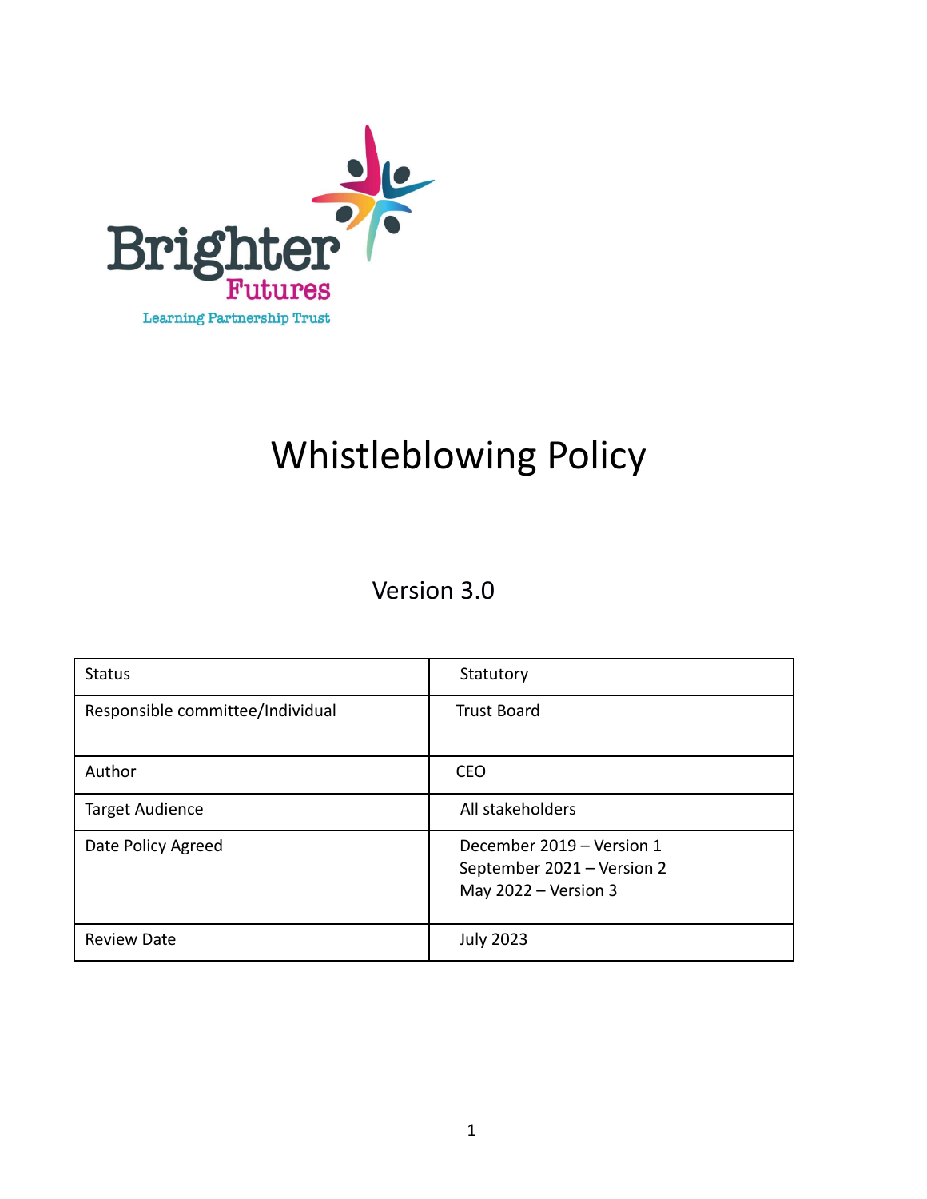Brighter Futures

Learning Partnership Trust

# Whistleblowing Policy

Version 3.0

| Status | Statutory |
|---|---|
| Responsible committee/Individual | Trust Board |
| Author | CEO |
| Target Audience | All stakeholders |
| Date Policy Agreed | December 2019 – Version 1<br>September 2021 – Version 2<br>May 2022 – Version 3 |
| Review Date | July 2023 |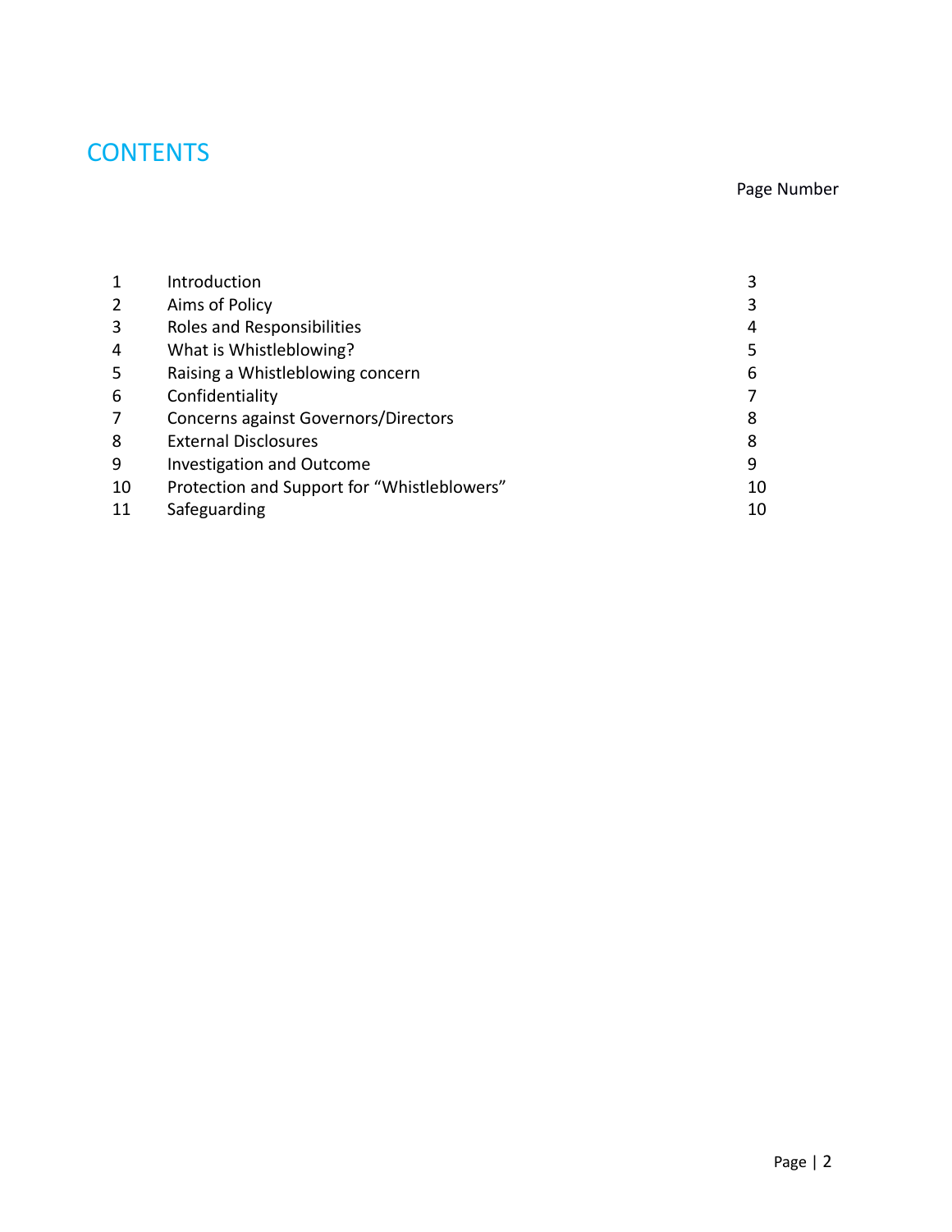# CONTENTS

| | | Page Number |
|---|---|---|
| 1 | Introduction | 3 |
| 2 | Aims of Policy | 3 |
| 3 | Roles and Responsibilities | 4 |
| 4 | What is Whistleblowing? | 5 |
| 5 | Raising a Whistleblowing concern | 6 |
| 6 | Confidentiality | 7 |
| 7 | Concerns against Governors/Directors | 8 |
| 8 | External Disclosures | 8 |
| 9 | Investigation and Outcome | 9 |
| 10 | Protection and Support for "Whistleblowers" | 10 |
| 11 | Safeguarding | 10 |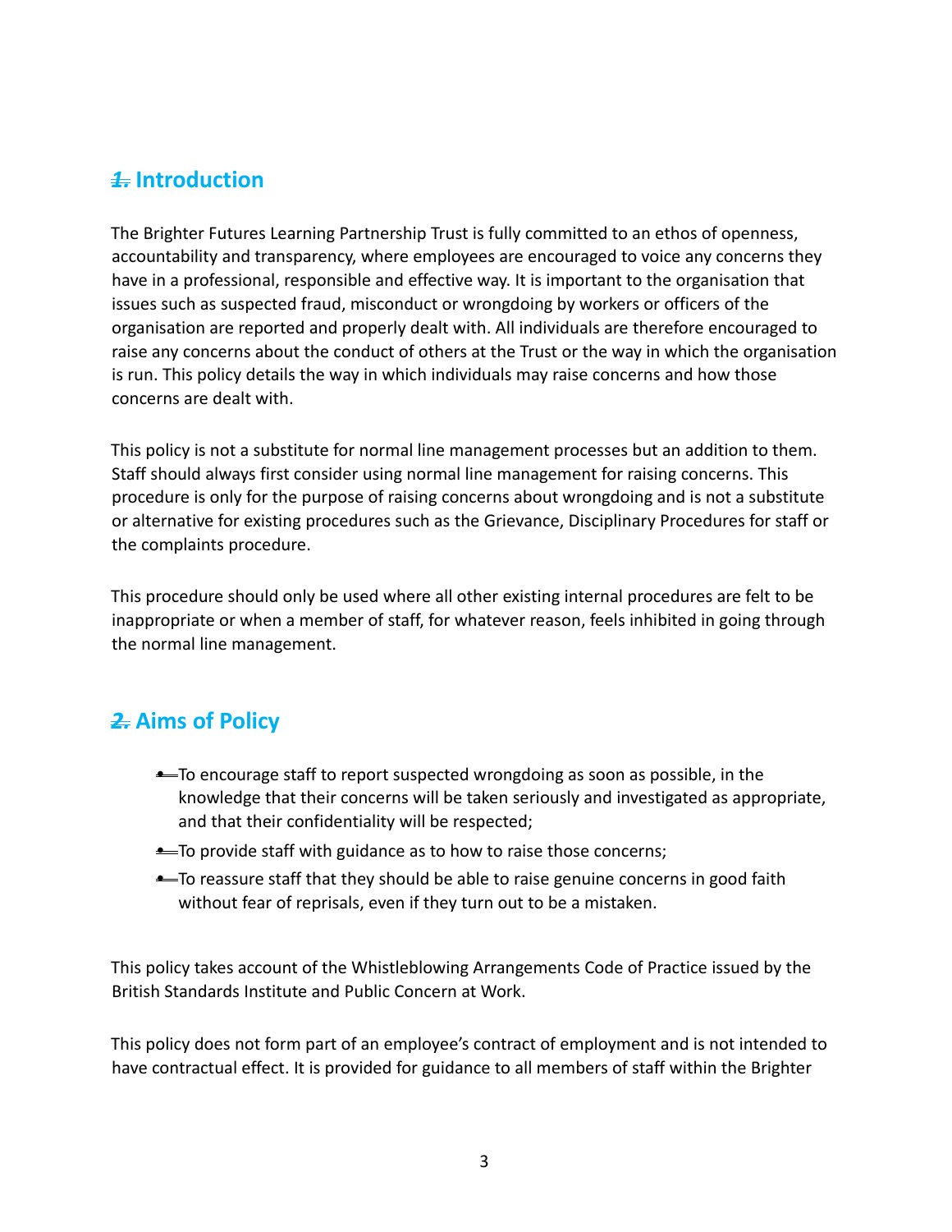## 1. Introduction

The Brighter Futures Learning Partnership Trust is fully committed to an ethos of openness, accountability and transparency, where employees are encouraged to voice any concerns they have in a professional, responsible and effective way. It is important to the organisation that issues such as suspected fraud, misconduct or wrongdoing by workers or officers of the organisation are reported and properly dealt with. All individuals are therefore encouraged to raise any concerns about the conduct of others at the Trust or the way in which the organisation is run. This policy details the way in which individuals may raise concerns and how those concerns are dealt with.

This policy is not a substitute for normal line management processes but an addition to them. Staff should always first consider using normal line management for raising concerns. This procedure is only for the purpose of raising concerns about wrongdoing and is not a substitute or alternative for existing procedures such as the Grievance, Disciplinary Procedures for staff or the complaints procedure.

This procedure should only be used where all other existing internal procedures are felt to be inappropriate or when a member of staff, for whatever reason, feels inhibited in going through the normal line management.

## 2. Aims of Policy

- To encourage staff to report suspected wrongdoing as soon as possible, in the knowledge that their concerns will be taken seriously and investigated as appropriate, and that their confidentiality will be respected;
- To provide staff with guidance as to how to raise those concerns;
- To reassure staff that they should be able to raise genuine concerns in good faith without fear of reprisals, even if they turn out to be a mistaken.

This policy takes account of the Whistleblowing Arrangements Code of Practice issued by the British Standards Institute and Public Concern at Work.

This policy does not form part of an employee's contract of employment and is not intended to have contractual effect. It is provided for guidance to all members of staff within the Brighter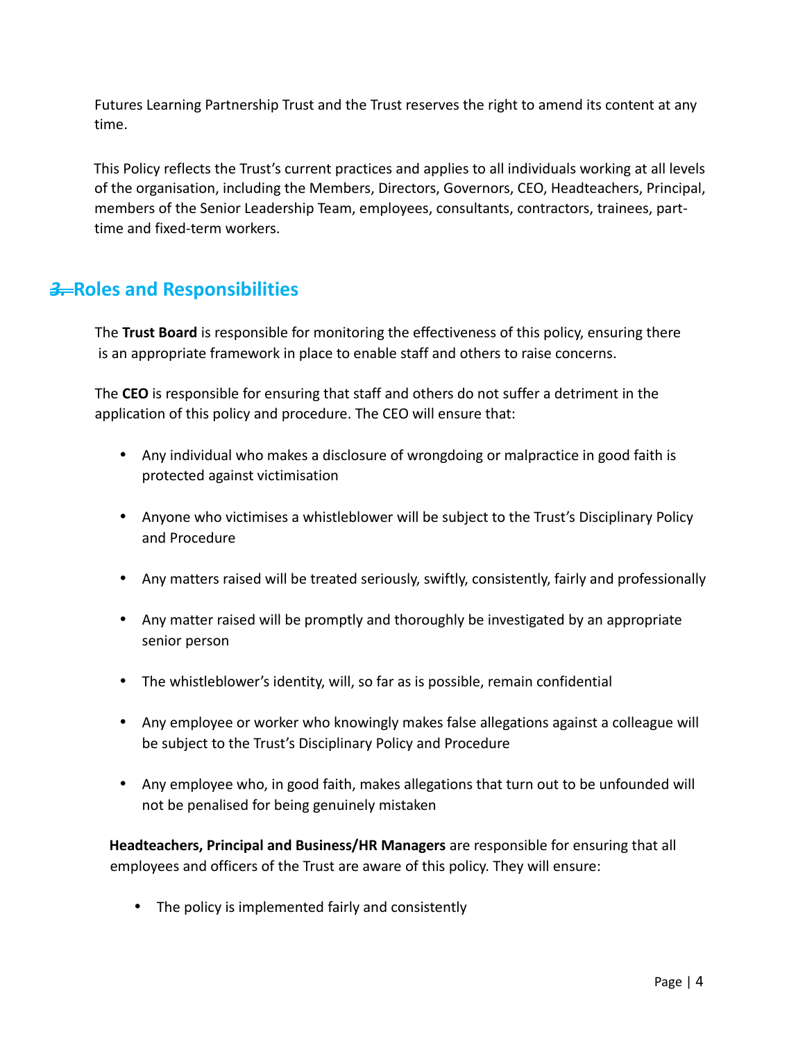Futures Learning Partnership Trust and the Trust reserves the right to amend its content at any time.

This Policy reflects the Trust's current practices and applies to all individuals working at all levels of the organisation, including the Members, Directors, Governors, CEO, Headteachers, Principal, members of the Senior Leadership Team, employees, consultants, contractors, trainees, part-time and fixed-term workers.

## 3. Roles and Responsibilities

The **Trust Board** is responsible for monitoring the effectiveness of this policy, ensuring there is an appropriate framework in place to enable staff and others to raise concerns.

The **CEO** is responsible for ensuring that staff and others do not suffer a detriment in the application of this policy and procedure. The CEO will ensure that:

- Any individual who makes a disclosure of wrongdoing or malpractice in good faith is protected against victimisation
- Anyone who victimises a whistleblower will be subject to the Trust's Disciplinary Policy and Procedure
- Any matters raised will be treated seriously, swiftly, consistently, fairly and professionally
- Any matter raised will be promptly and thoroughly be investigated by an appropriate senior person
- The whistleblower's identity, will, so far as is possible, remain confidential
- Any employee or worker who knowingly makes false allegations against a colleague will be subject to the Trust's Disciplinary Policy and Procedure
- Any employee who, in good faith, makes allegations that turn out to be unfounded will not be penalised for being genuinely mistaken

**Headteachers, Principal and Business/HR Managers** are responsible for ensuring that all employees and officers of the Trust are aware of this policy. They will ensure:

- The policy is implemented fairly and consistently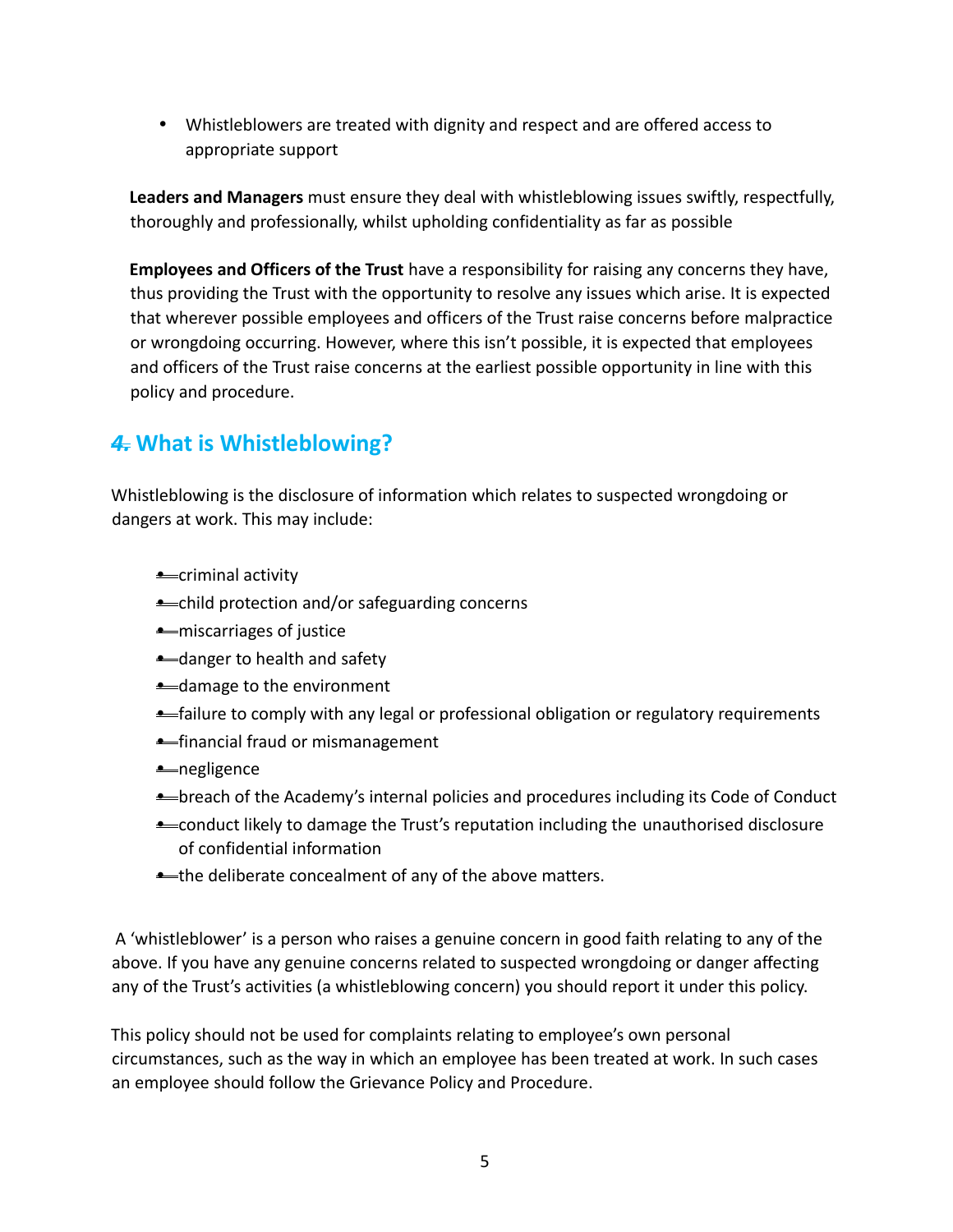- Whistleblowers are treated with dignity and respect and are offered access to appropriate support

**Leaders and Managers** must ensure they deal with whistleblowing issues swiftly, respectfully, thoroughly and professionally, whilst upholding confidentiality as far as possible

**Employees and Officers of the Trust** have a responsibility for raising any concerns they have, thus providing the Trust with the opportunity to resolve any issues which arise. It is expected that wherever possible employees and officers of the Trust raise concerns before malpractice or wrongdoing occurring. However, where this isn't possible, it is expected that employees and officers of the Trust raise concerns at the earliest possible opportunity in line with this policy and procedure.

## 4. What is Whistleblowing?

Whistleblowing is the disclosure of information which relates to suspected wrongdoing or dangers at work. This may include:

- criminal activity
- child protection and/or safeguarding concerns
- miscarriages of justice
- danger to health and safety
- damage to the environment
- failure to comply with any legal or professional obligation or regulatory requirements
- financial fraud or mismanagement
- negligence
- breach of the Academy's internal policies and procedures including its Code of Conduct
- conduct likely to damage the Trust's reputation including the unauthorised disclosure of confidential information
- the deliberate concealment of any of the above matters.

A 'whistleblower' is a person who raises a genuine concern in good faith relating to any of the above. If you have any genuine concerns related to suspected wrongdoing or danger affecting any of the Trust's activities (a whistleblowing concern) you should report it under this policy.

This policy should not be used for complaints relating to employee's own personal circumstances, such as the way in which an employee has been treated at work. In such cases an employee should follow the Grievance Policy and Procedure.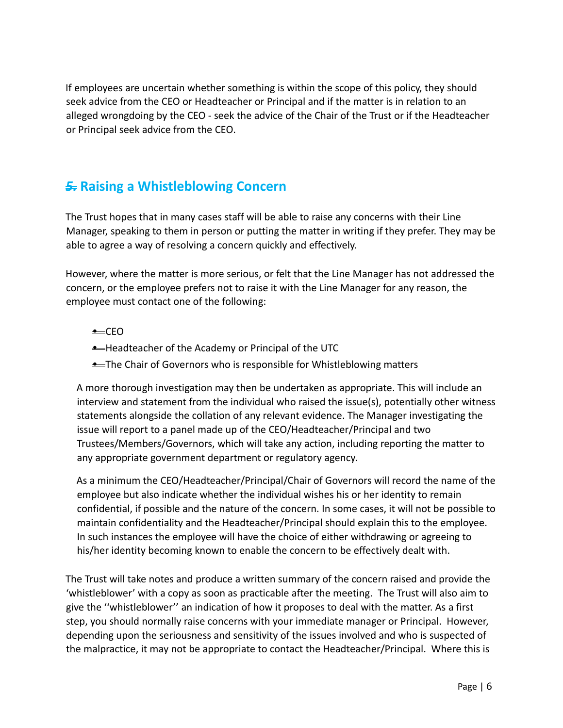If employees are uncertain whether something is within the scope of this policy, they should seek advice from the CEO or Headteacher or Principal and if the matter is in relation to an alleged wrongdoing by the CEO - seek the advice of the Chair of the Trust or if the Headteacher or Principal seek advice from the CEO.

## 5. Raising a Whistleblowing Concern

The Trust hopes that in many cases staff will be able to raise any concerns with their Line Manager, speaking to them in person or putting the matter in writing if they prefer. They may be able to agree a way of resolving a concern quickly and effectively.

However, where the matter is more serious, or felt that the Line Manager has not addressed the concern, or the employee prefers not to raise it with the Line Manager for any reason, the employee must contact one of the following:

- CEO
- Headteacher of the Academy or Principal of the UTC
- The Chair of Governors who is responsible for Whistleblowing matters

A more thorough investigation may then be undertaken as appropriate. This will include an interview and statement from the individual who raised the issue(s), potentially other witness statements alongside the collation of any relevant evidence. The Manager investigating the issue will report to a panel made up of the CEO/Headteacher/Principal and two Trustees/Members/Governors, which will take any action, including reporting the matter to any appropriate government department or regulatory agency.

As a minimum the CEO/Headteacher/Principal/Chair of Governors will record the name of the employee but also indicate whether the individual wishes his or her identity to remain confidential, if possible and the nature of the concern. In some cases, it will not be possible to maintain confidentiality and the Headteacher/Principal should explain this to the employee. In such instances the employee will have the choice of either withdrawing or agreeing to his/her identity becoming known to enable the concern to be effectively dealt with.

The Trust will take notes and produce a written summary of the concern raised and provide the 'whistleblower' with a copy as soon as practicable after the meeting. The Trust will also aim to give the ''whistleblower'' an indication of how it proposes to deal with the matter. As a first step, you should normally raise concerns with your immediate manager or Principal. However, depending upon the seriousness and sensitivity of the issues involved and who is suspected of the malpractice, it may not be appropriate to contact the Headteacher/Principal. Where this is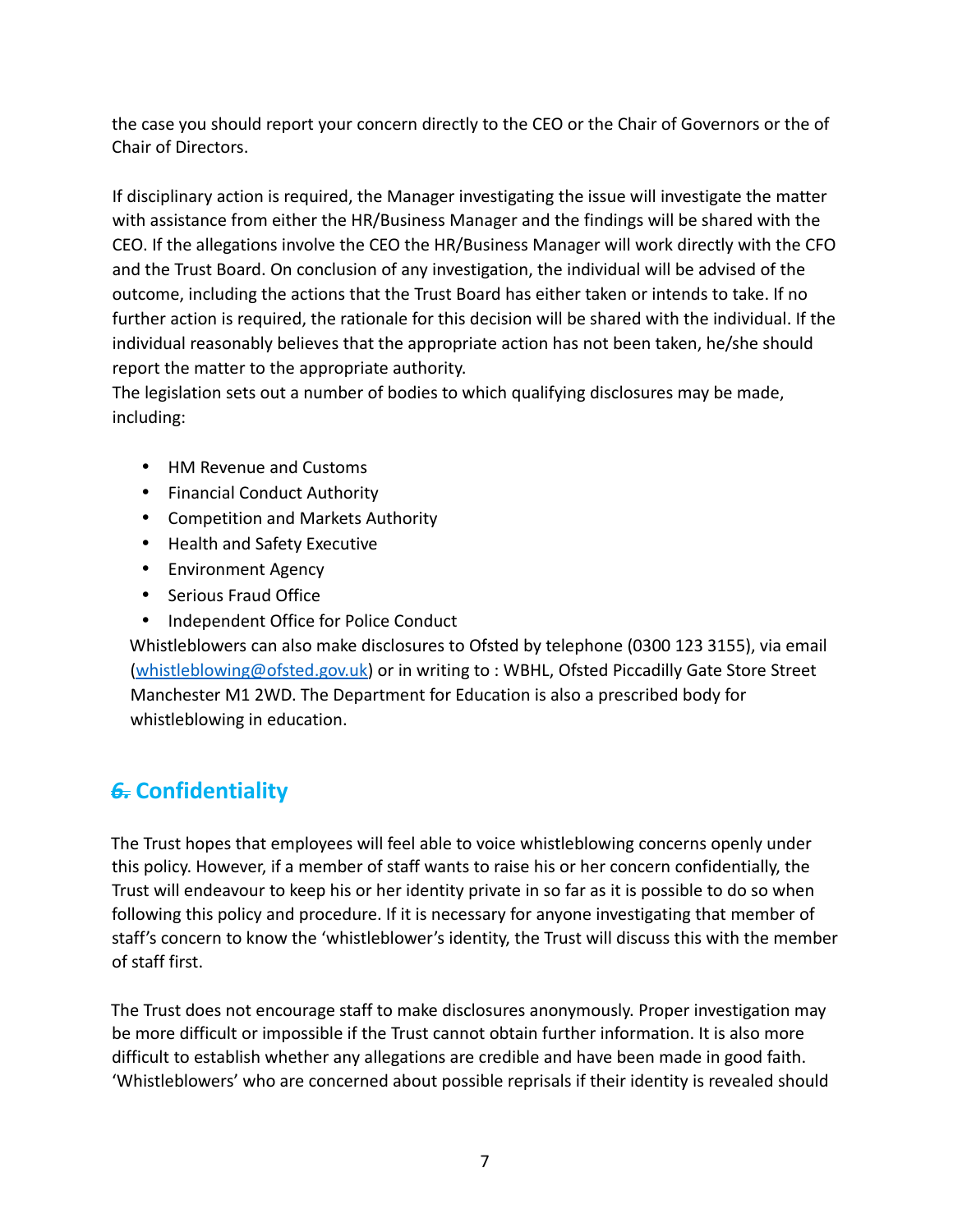the case you should report your concern directly to the CEO or the Chair of Governors or the of Chair of Directors.

If disciplinary action is required, the Manager investigating the issue will investigate the matter with assistance from either the HR/Business Manager and the findings will be shared with the CEO. If the allegations involve the CEO the HR/Business Manager will work directly with the CFO and the Trust Board. On conclusion of any investigation, the individual will be advised of the outcome, including the actions that the Trust Board has either taken or intends to take. If no further action is required, the rationale for this decision will be shared with the individual. If the individual reasonably believes that the appropriate action has not been taken, he/she should report the matter to the appropriate authority.
The legislation sets out a number of bodies to which qualifying disclosures may be made, including:

- HM Revenue and Customs
- Financial Conduct Authority
- Competition and Markets Authority
- Health and Safety Executive
- Environment Agency
- Serious Fraud Office
- Independent Office for Police Conduct

Whistleblowers can also make disclosures to Ofsted by telephone (0300 123 3155), via email (whistleblowing@ofsted.gov.uk) or in writing to : WBHL, Ofsted Piccadilly Gate Store Street Manchester M1 2WD. The Department for Education is also a prescribed body for whistleblowing in education.

## ~~6.~~ Confidentiality

The Trust hopes that employees will feel able to voice whistleblowing concerns openly under this policy. However, if a member of staff wants to raise his or her concern confidentially, the Trust will endeavour to keep his or her identity private in so far as it is possible to do so when following this policy and procedure. If it is necessary for anyone investigating that member of staff's concern to know the 'whistleblower's identity, the Trust will discuss this with the member of staff first.

The Trust does not encourage staff to make disclosures anonymously. Proper investigation may be more difficult or impossible if the Trust cannot obtain further information. It is also more difficult to establish whether any allegations are credible and have been made in good faith. 'Whistleblowers' who are concerned about possible reprisals if their identity is revealed should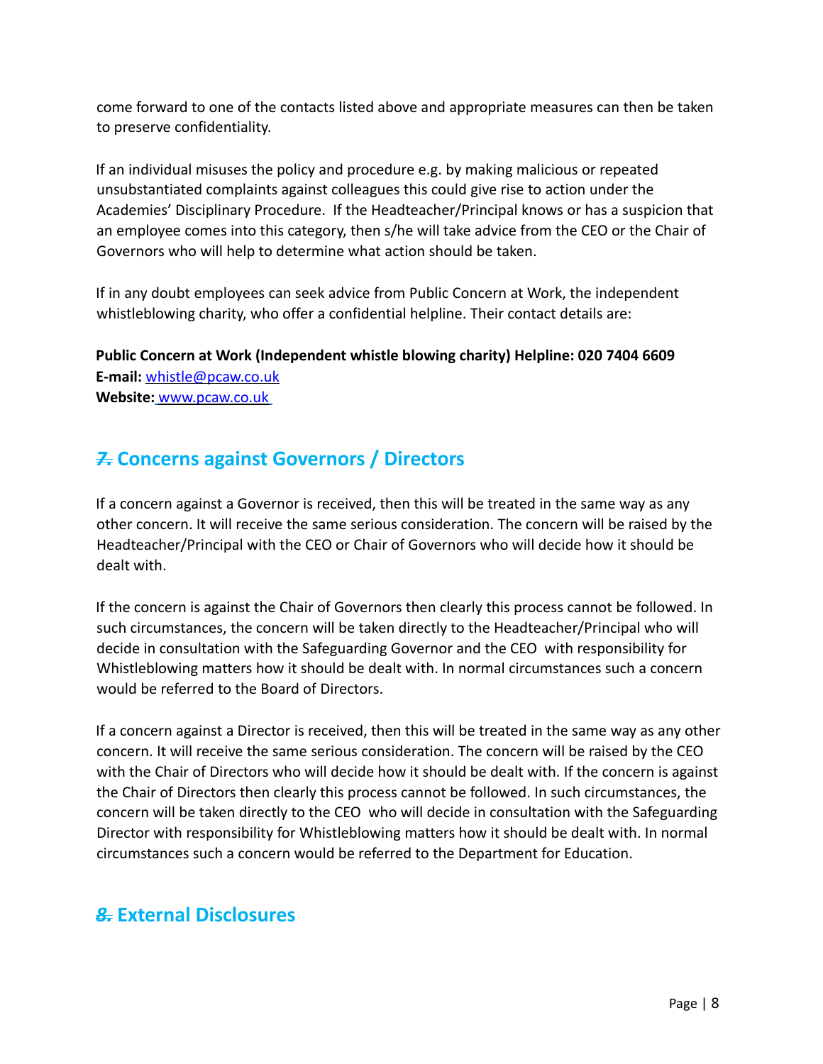come forward to one of the contacts listed above and appropriate measures can then be taken to preserve confidentiality.

If an individual misuses the policy and procedure e.g. by making malicious or repeated unsubstantiated complaints against colleagues this could give rise to action under the Academies' Disciplinary Procedure. If the Headteacher/Principal knows or has a suspicion that an employee comes into this category, then s/he will take advice from the CEO or the Chair of Governors who will help to determine what action should be taken.

If in any doubt employees can seek advice from Public Concern at Work, the independent whistleblowing charity, who offer a confidential helpline. Their contact details are:

**Public Concern at Work (Independent whistle blowing charity) Helpline: 020 7404 6609**
**E-mail:** whistle@pcaw.co.uk
**Website:** www.pcaw.co.uk

## ~~7.~~ Concerns against Governors / Directors

If a concern against a Governor is received, then this will be treated in the same way as any other concern. It will receive the same serious consideration. The concern will be raised by the Headteacher/Principal with the CEO or Chair of Governors who will decide how it should be dealt with.

If the concern is against the Chair of Governors then clearly this process cannot be followed. In such circumstances, the concern will be taken directly to the Headteacher/Principal who will decide in consultation with the Safeguarding Governor and the CEO with responsibility for Whistleblowing matters how it should be dealt with. In normal circumstances such a concern would be referred to the Board of Directors.

If a concern against a Director is received, then this will be treated in the same way as any other concern. It will receive the same serious consideration. The concern will be raised by the CEO with the Chair of Directors who will decide how it should be dealt with. If the concern is against the Chair of Directors then clearly this process cannot be followed. In such circumstances, the concern will be taken directly to the CEO who will decide in consultation with the Safeguarding Director with responsibility for Whistleblowing matters how it should be dealt with. In normal circumstances such a concern would be referred to the Department for Education.

## ~~8.~~ External Disclosures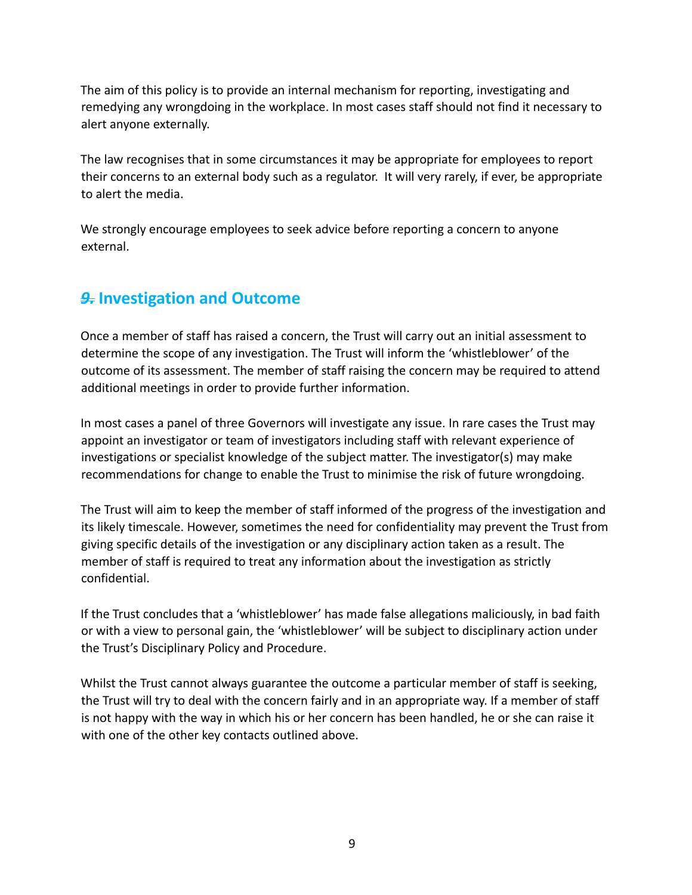The aim of this policy is to provide an internal mechanism for reporting, investigating and remedying any wrongdoing in the workplace. In most cases staff should not find it necessary to alert anyone externally.

The law recognises that in some circumstances it may be appropriate for employees to report their concerns to an external body such as a regulator. It will very rarely, if ever, be appropriate to alert the media.

We strongly encourage employees to seek advice before reporting a concern to anyone external.

## 9. Investigation and Outcome

Once a member of staff has raised a concern, the Trust will carry out an initial assessment to determine the scope of any investigation. The Trust will inform the 'whistleblower' of the outcome of its assessment. The member of staff raising the concern may be required to attend additional meetings in order to provide further information.

In most cases a panel of three Governors will investigate any issue. In rare cases the Trust may appoint an investigator or team of investigators including staff with relevant experience of investigations or specialist knowledge of the subject matter. The investigator(s) may make recommendations for change to enable the Trust to minimise the risk of future wrongdoing.

The Trust will aim to keep the member of staff informed of the progress of the investigation and its likely timescale. However, sometimes the need for confidentiality may prevent the Trust from giving specific details of the investigation or any disciplinary action taken as a result. The member of staff is required to treat any information about the investigation as strictly confidential.

If the Trust concludes that a 'whistleblower' has made false allegations maliciously, in bad faith or with a view to personal gain, the 'whistleblower' will be subject to disciplinary action under the Trust's Disciplinary Policy and Procedure.

Whilst the Trust cannot always guarantee the outcome a particular member of staff is seeking, the Trust will try to deal with the concern fairly and in an appropriate way. If a member of staff is not happy with the way in which his or her concern has been handled, he or she can raise it with one of the other key contacts outlined above.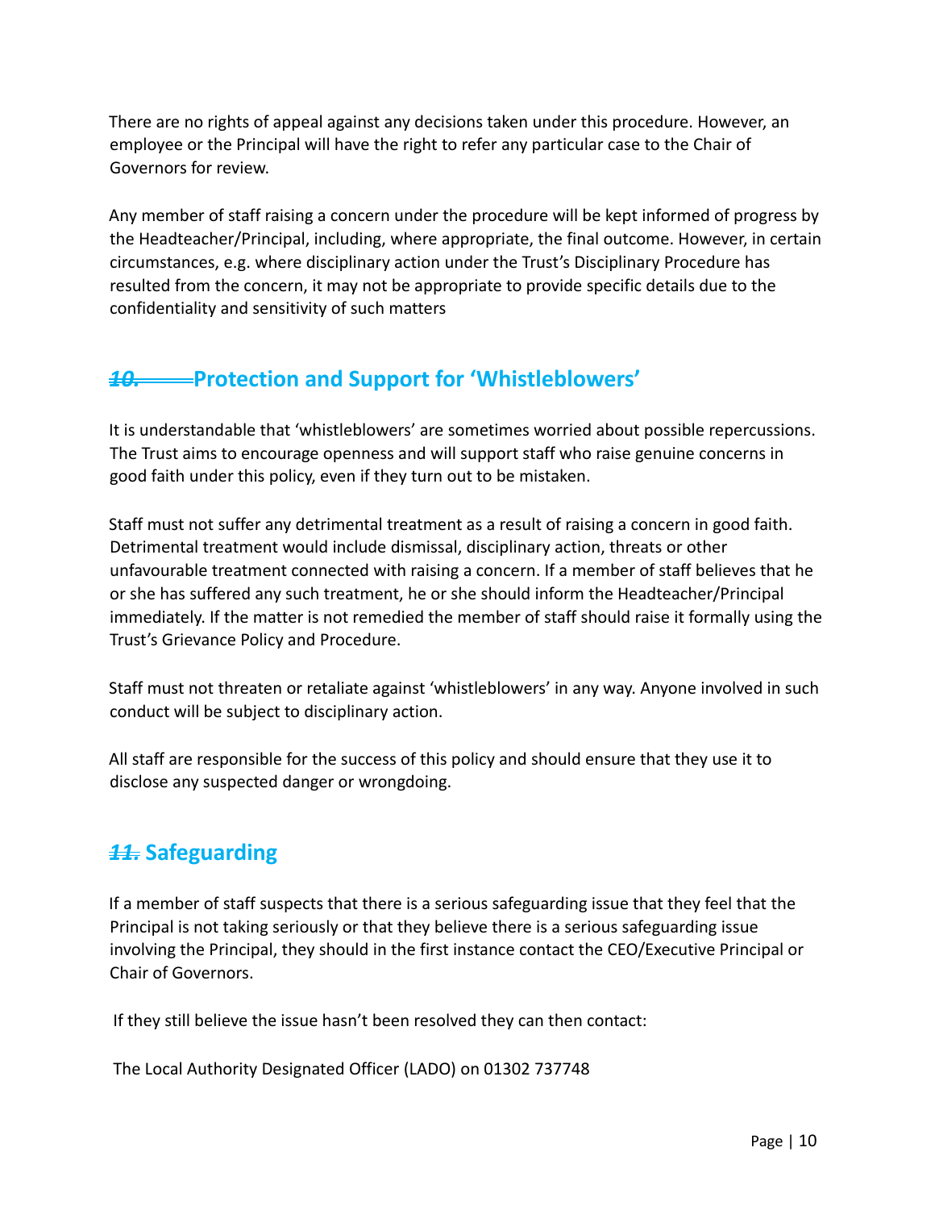There are no rights of appeal against any decisions taken under this procedure. However, an employee or the Principal will have the right to refer any particular case to the Chair of Governors for review.

Any member of staff raising a concern under the procedure will be kept informed of progress by the Headteacher/Principal, including, where appropriate, the final outcome. However, in certain circumstances, e.g. where disciplinary action under the Trust's Disciplinary Procedure has resulted from the concern, it may not be appropriate to provide specific details due to the confidentiality and sensitivity of such matters

## 10. Protection and Support for 'Whistleblowers'

It is understandable that 'whistleblowers' are sometimes worried about possible repercussions. The Trust aims to encourage openness and will support staff who raise genuine concerns in good faith under this policy, even if they turn out to be mistaken.

Staff must not suffer any detrimental treatment as a result of raising a concern in good faith. Detrimental treatment would include dismissal, disciplinary action, threats or other unfavourable treatment connected with raising a concern. If a member of staff believes that he or she has suffered any such treatment, he or she should inform the Headteacher/Principal immediately. If the matter is not remedied the member of staff should raise it formally using the Trust's Grievance Policy and Procedure.

Staff must not threaten or retaliate against 'whistleblowers' in any way. Anyone involved in such conduct will be subject to disciplinary action.

All staff are responsible for the success of this policy and should ensure that they use it to disclose any suspected danger or wrongdoing.

## 11. Safeguarding

If a member of staff suspects that there is a serious safeguarding issue that they feel that the Principal is not taking seriously or that they believe there is a serious safeguarding issue involving the Principal, they should in the first instance contact the CEO/Executive Principal or Chair of Governors.

If they still believe the issue hasn't been resolved they can then contact:

The Local Authority Designated Officer (LADO) on 01302 737748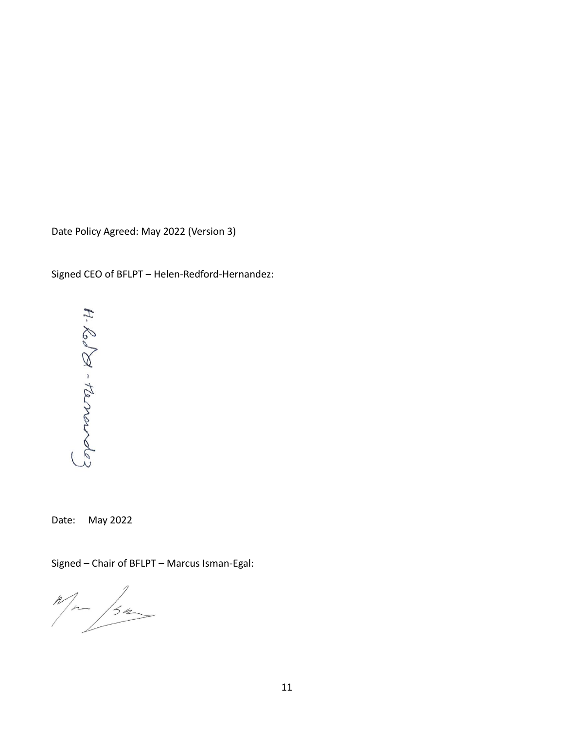Date Policy Agreed: May 2022 (Version 3)

Signed CEO of BFLPT – Helen-Redford-Hernandez:

Date: May 2022

Signed – Chair of BFLPT – Marcus Isman-Egal: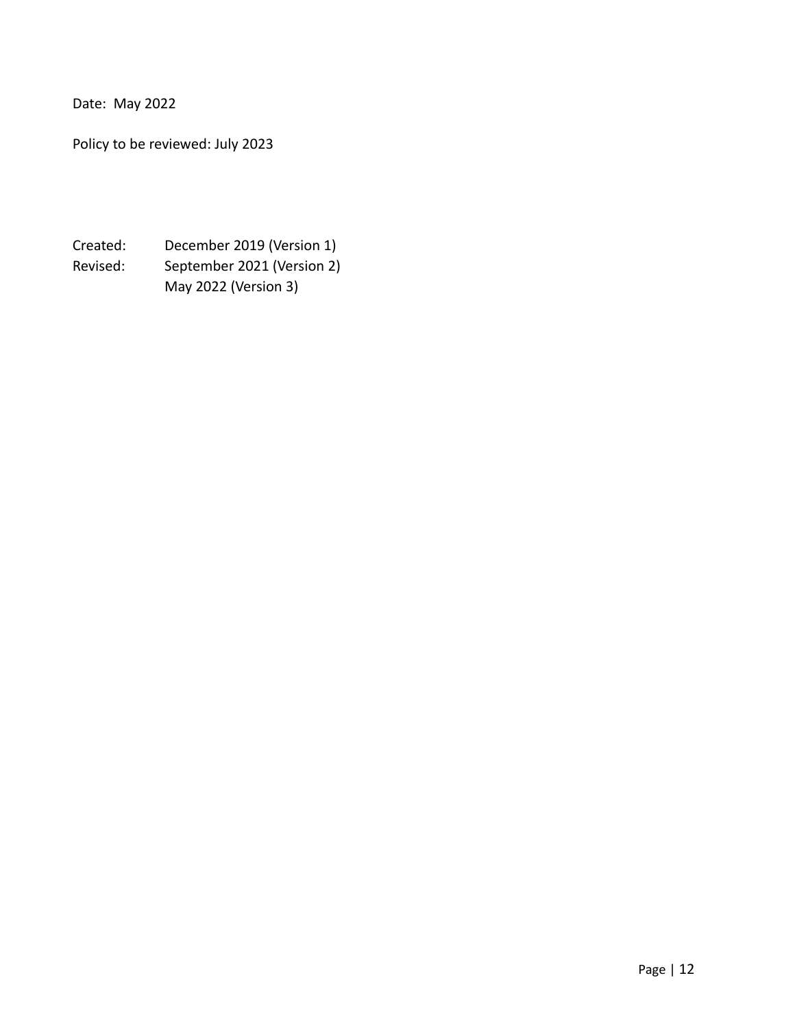Date: May 2022

Policy to be reviewed: July 2023

| | |
|---|---|
| Created: | December 2019 (Version 1) |
| Revised: | September 2021 (Version 2) |
| | May 2022 (Version 3) |